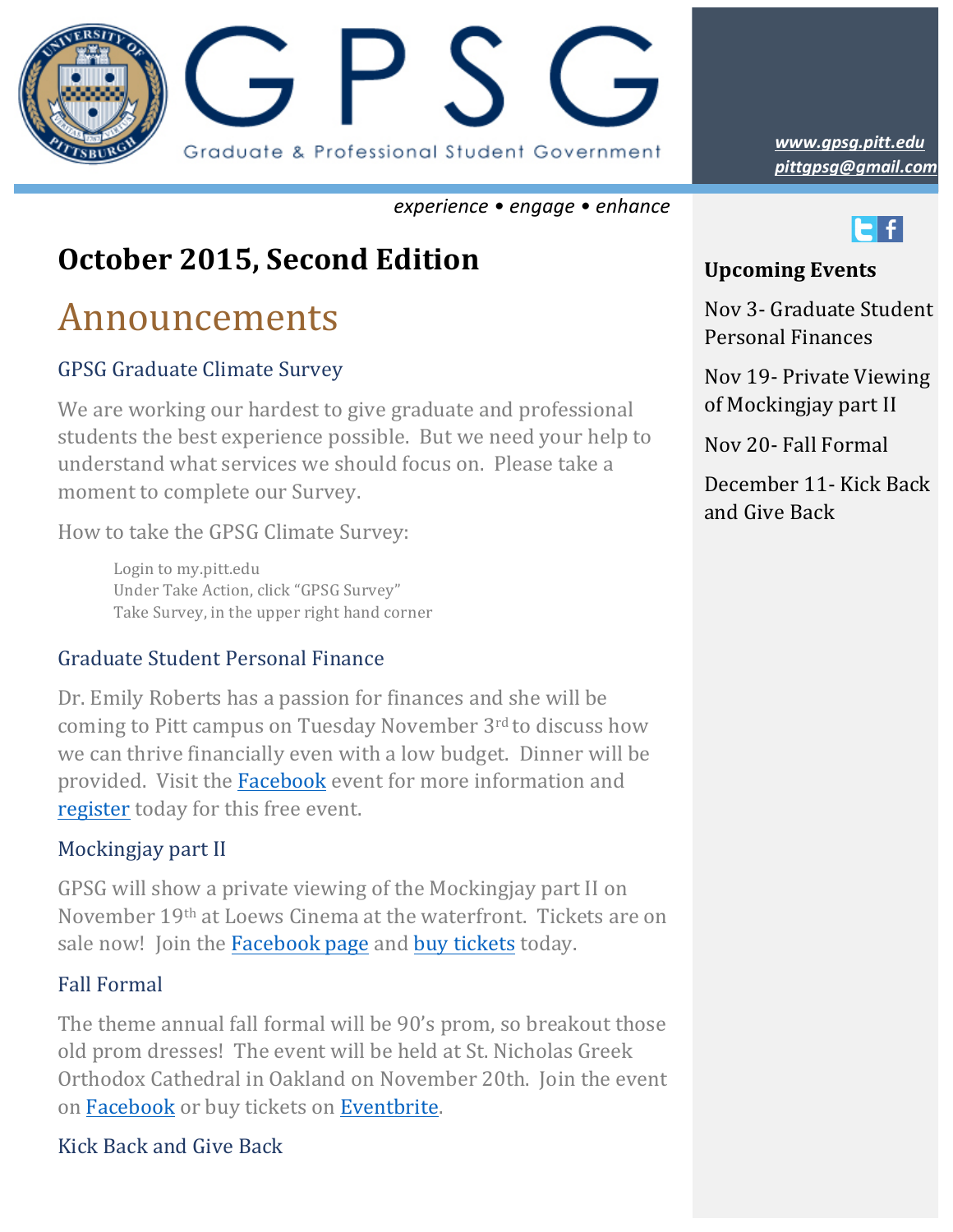# GPSG

Graduate & Professional Student Government

*experience • engage • enhance*

*www.gpsg.pitt.edu*
*pittgpsg@gmail.com*

## October 2015, Second Edition

# Announcements

### GPSG Graduate Climate Survey

We are working our hardest to give graduate and professional students the best experience possible. But we need your help to understand what services we should focus on. Please take a moment to complete our Survey.

How to take the GPSG Climate Survey:

Login to my.pitt.edu
Under Take Action, click "GPSG Survey"
Take Survey, in the upper right hand corner

### Graduate Student Personal Finance

Dr. Emily Roberts has a passion for finances and she will be coming to Pitt campus on Tuesday November 3rd to discuss how we can thrive financially even with a low budget. Dinner will be provided. Visit the Facebook event for more information and register today for this free event.

### Mockingjay part II

GPSG will show a private viewing of the Mockingjay part II on November 19th at Loews Cinema at the waterfront. Tickets are on sale now! Join the Facebook page and buy tickets today.

### Fall Formal

The theme annual fall formal will be 90's prom, so breakout those old prom dresses! The event will be held at St. Nicholas Greek Orthodox Cathedral in Oakland on November 20th. Join the event on Facebook or buy tickets on Eventbrite.

### Kick Back and Give Back

**Upcoming Events**

Nov 3- Graduate Student Personal Finances

Nov 19- Private Viewing of Mockingjay part II

Nov 20- Fall Formal

December 11- Kick Back and Give Back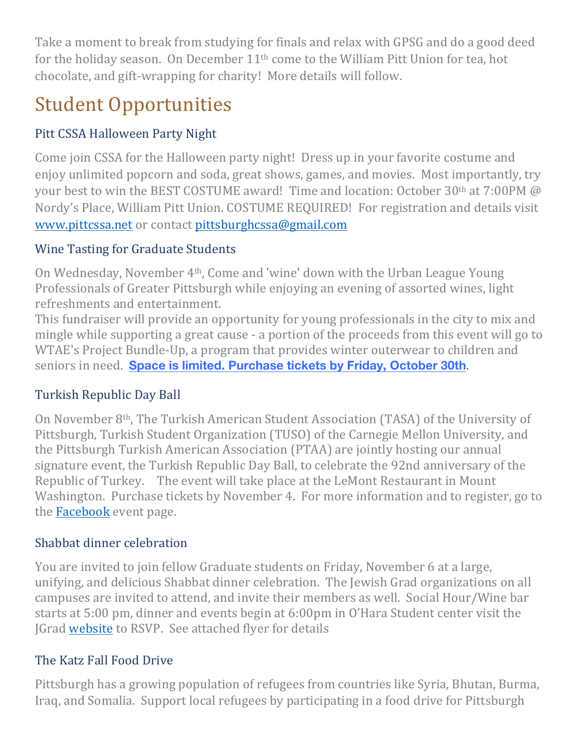Take a moment to break from studying for finals and relax with GPSG and do a good deed for the holiday season. On December 11th come to the William Pitt Union for tea, hot chocolate, and gift-wrapping for charity! More details will follow.

# Student Opportunities

### Pitt CSSA Halloween Party Night

Come join CSSA for the Halloween party night! Dress up in your favorite costume and enjoy unlimited popcorn and soda, great shows, games, and movies. Most importantly, try your best to win the BEST COSTUME award! Time and location: October 30th at 7:00PM @ Nordy's Place, William Pitt Union. COSTUME REQUIRED! For registration and details visit www.pittcssa.net or contact pittsburghcssa@gmail.com

### Wine Tasting for Graduate Students

On Wednesday, November 4th, Come and 'wine' down with the Urban League Young Professionals of Greater Pittsburgh while enjoying an evening of assorted wines, light refreshments and entertainment.
This fundraiser will provide an opportunity for young professionals in the city to mix and mingle while supporting a great cause - a portion of the proceeds from this event will go to WTAE's Project Bundle-Up, a program that provides winter outerwear to children and seniors in need. **Space is limited. Purchase tickets by Friday, October 30th**.

### Turkish Republic Day Ball

On November 8th, The Turkish American Student Association (TASA) of the University of Pittsburgh, Turkish Student Organization (TUSO) of the Carnegie Mellon University, and the Pittsburgh Turkish American Association (PTAA) are jointly hosting our annual signature event, the Turkish Republic Day Ball, to celebrate the 92nd anniversary of the Republic of Turkey. The event will take place at the LeMont Restaurant in Mount Washington. Purchase tickets by November 4. For more information and to register, go to the Facebook event page.

### Shabbat dinner celebration

You are invited to join fellow Graduate students on Friday, November 6 at a large, unifying, and delicious Shabbat dinner celebration. The Jewish Grad organizations on all campuses are invited to attend, and invite their members as well. Social Hour/Wine bar starts at 5:00 pm, dinner and events begin at 6:00pm in O'Hara Student center visit the JGrad website to RSVP. See attached flyer for details

### The Katz Fall Food Drive

Pittsburgh has a growing population of refugees from countries like Syria, Bhutan, Burma, Iraq, and Somalia. Support local refugees by participating in a food drive for Pittsburgh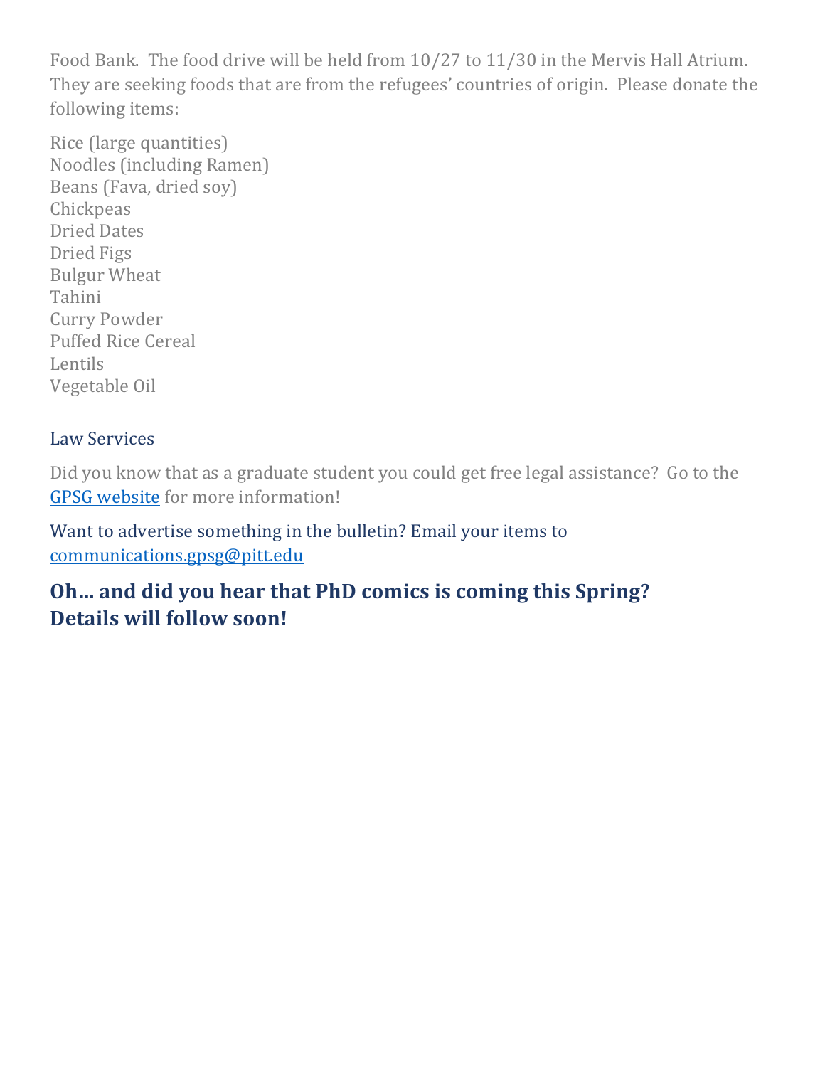Food Bank. The food drive will be held from 10/27 to 11/30 in the Mervis Hall Atrium. They are seeking foods that are from the refugees' countries of origin. Please donate the following items:

Rice (large quantities)
Noodles (including Ramen)
Beans (Fava, dried soy)
Chickpeas
Dried Dates
Dried Figs
Bulgur Wheat
Tahini
Curry Powder
Puffed Rice Cereal
Lentils
Vegetable Oil

### Law Services

Did you know that as a graduate student you could get free legal assistance? Go to the [GPSG website](#) for more information!

Want to advertise something in the bulletin? Email your items to [communications.gpsg@pitt.edu](mailto:communications.gpsg@pitt.edu)

## Oh… and did you hear that PhD comics is coming this Spring? Details will follow soon!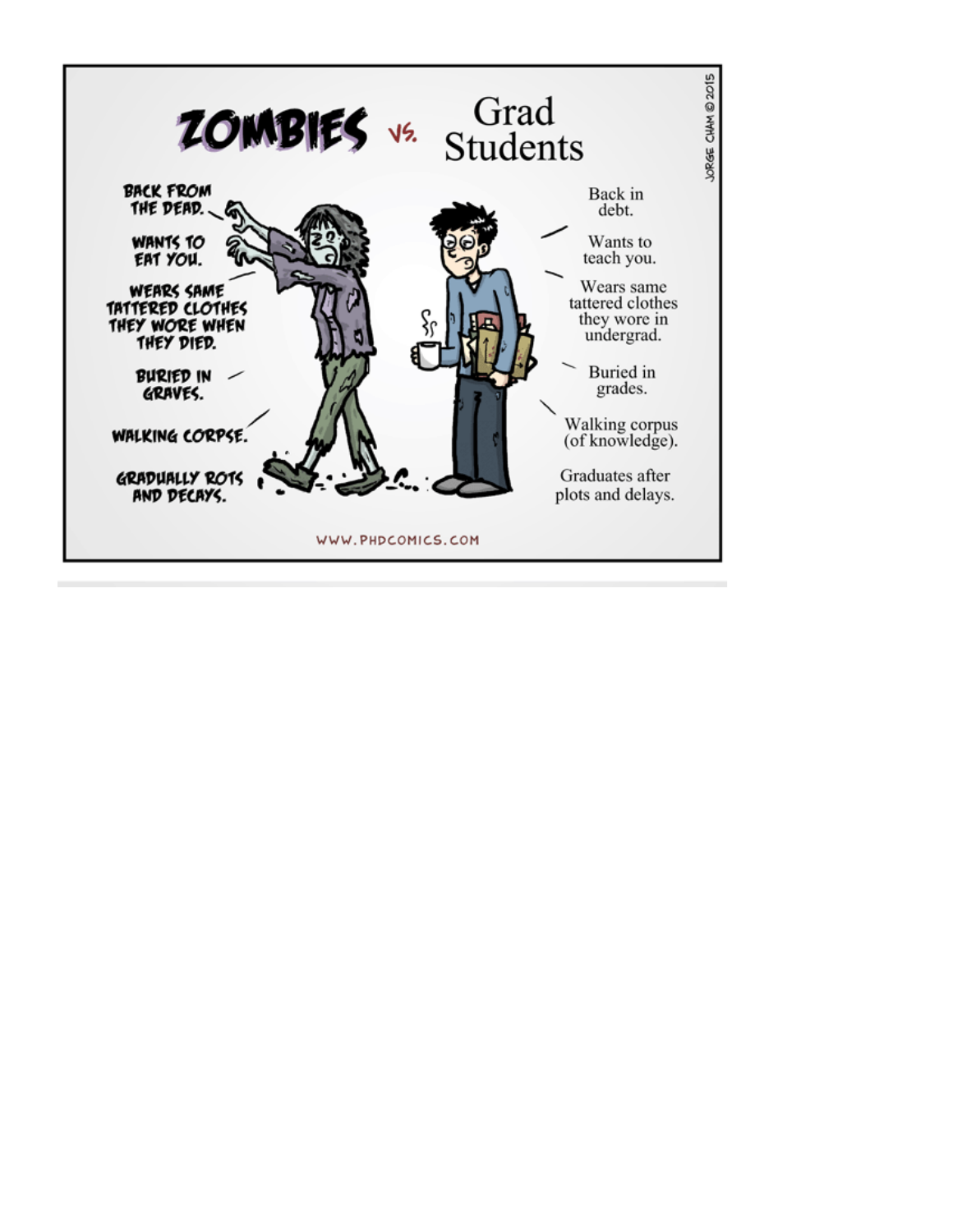# ZOMBIES vs. Grad Students

| ZOMBIES | Grad Students |
| --- | --- |
| BACK FROM THE DEAD. | Back in debt. |
| WANTS TO EAT YOU. | Wants to teach you. |
| WEARS SAME TATTERED CLOTHES THEY WORE WHEN THEY DIED. | Wears same tattered clothes they wore in undergrad. |
| BURIED IN GRAVES. | Buried in grades. |
| WALKING CORPSE. | Walking corpus (of knowledge). |
| GRADUALLY ROTS AND DECAYS. | Graduates after plots and delays. |

JORGE CHAM © 2015

WWW.PHDCOMICS.COM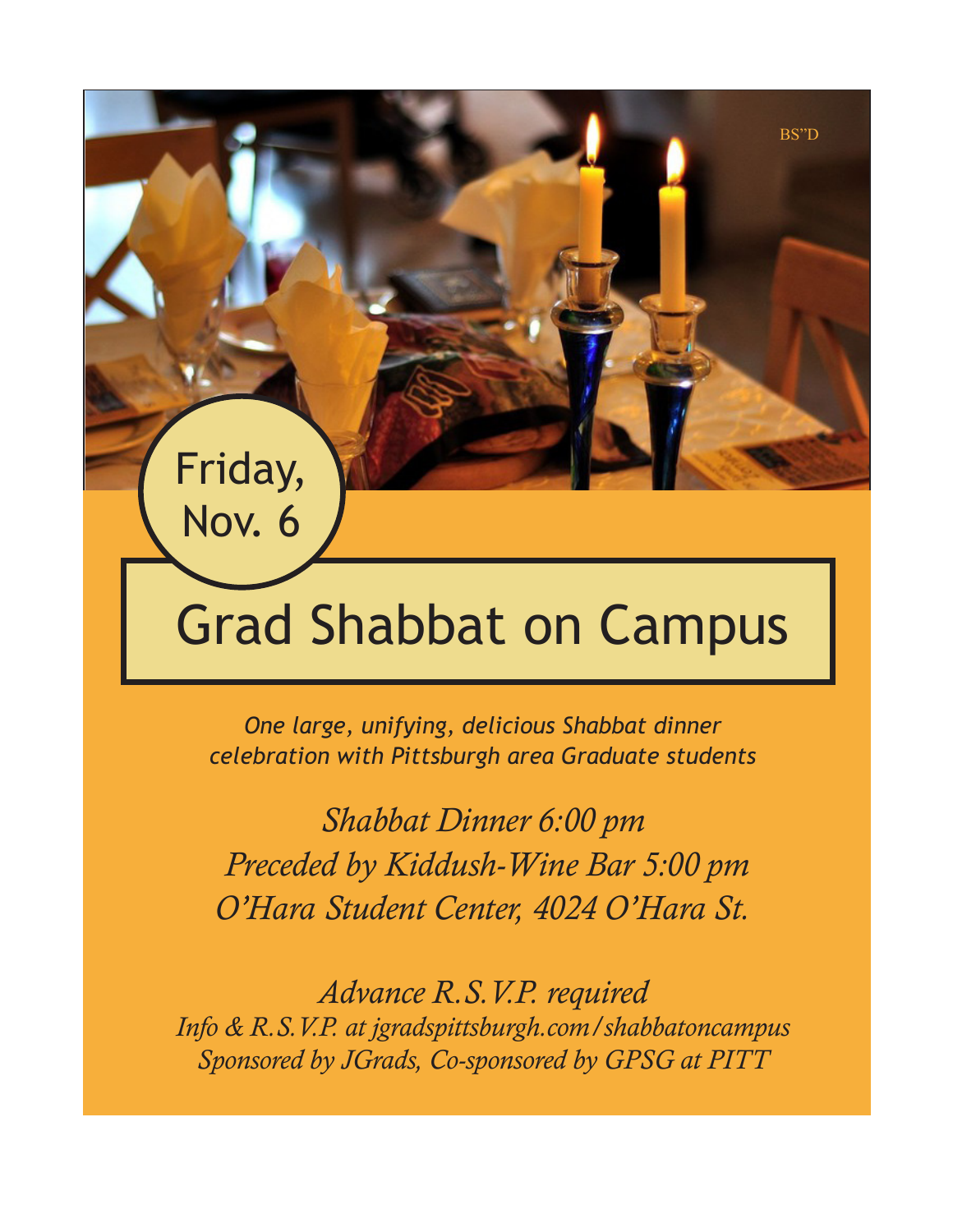BS"D

Friday, Nov. 6

# Grad Shabbat on Campus

*One large, unifying, delicious Shabbat dinner celebration with Pittsburgh area Graduate students*

*Shabbat Dinner 6:00 pm*
*Preceded by Kiddush-Wine Bar 5:00 pm*
*O'Hara Student Center, 4024 O'Hara St.*

*Advance R.S.V.P. required*
*Info & R.S.V.P. at jgradspittsburgh.com/shabbatoncampus*
*Sponsored by JGrads, Co-sponsored by GPSG at PITT*